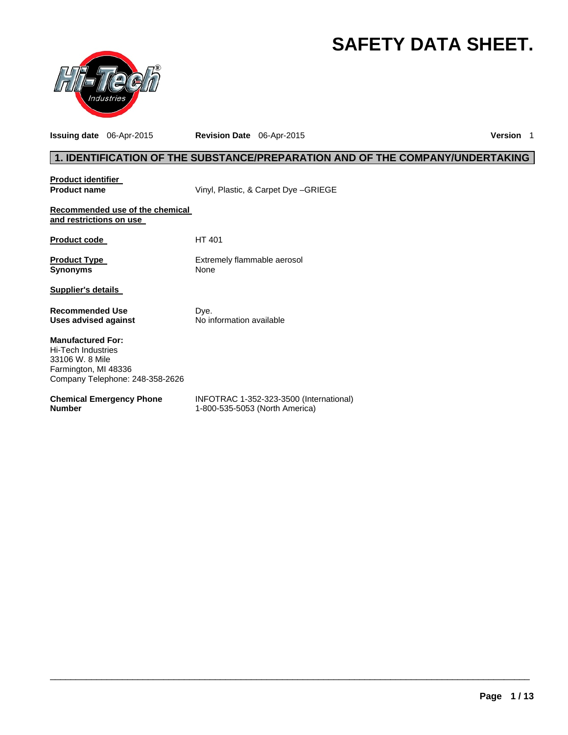# SAFETY DATA SHEET.

**Issuing date** 06-Apr-2015 **Revision Date** 06-Apr-2015 **Version** 1

## 1. IDENTIFICATION OF THE SUBSTANCE/PREPARATION AND OF THE COMPANY/UNDERTAKING

**Product identifier**

| | |
|---|---|
| **Product name** | Vinyl, Plastic, & Carpet Dye –GRIEGE |

**Recommended use of the chemical and restrictions on use**

| | |
|---|---|
| **Product code** | HT 401 |
| **Product Type** | Extremely flammable aerosol |
| **Synonyms** | None |

**Supplier's details**

| | |
|---|---|
| **Recommended Use** | Dye. |
| **Uses advised against** | No information available |

**Manufactured For:**
Hi-Tech Industries
33106 W. 8 Mile
Farmington, MI 48336
Company Telephone: 248-358-2626

| | |
|---|---|
| **Chemical Emergency Phone Number** | INFOTRAC 1-352-323-3500 (International)<br>1-800-535-5053 (North America) |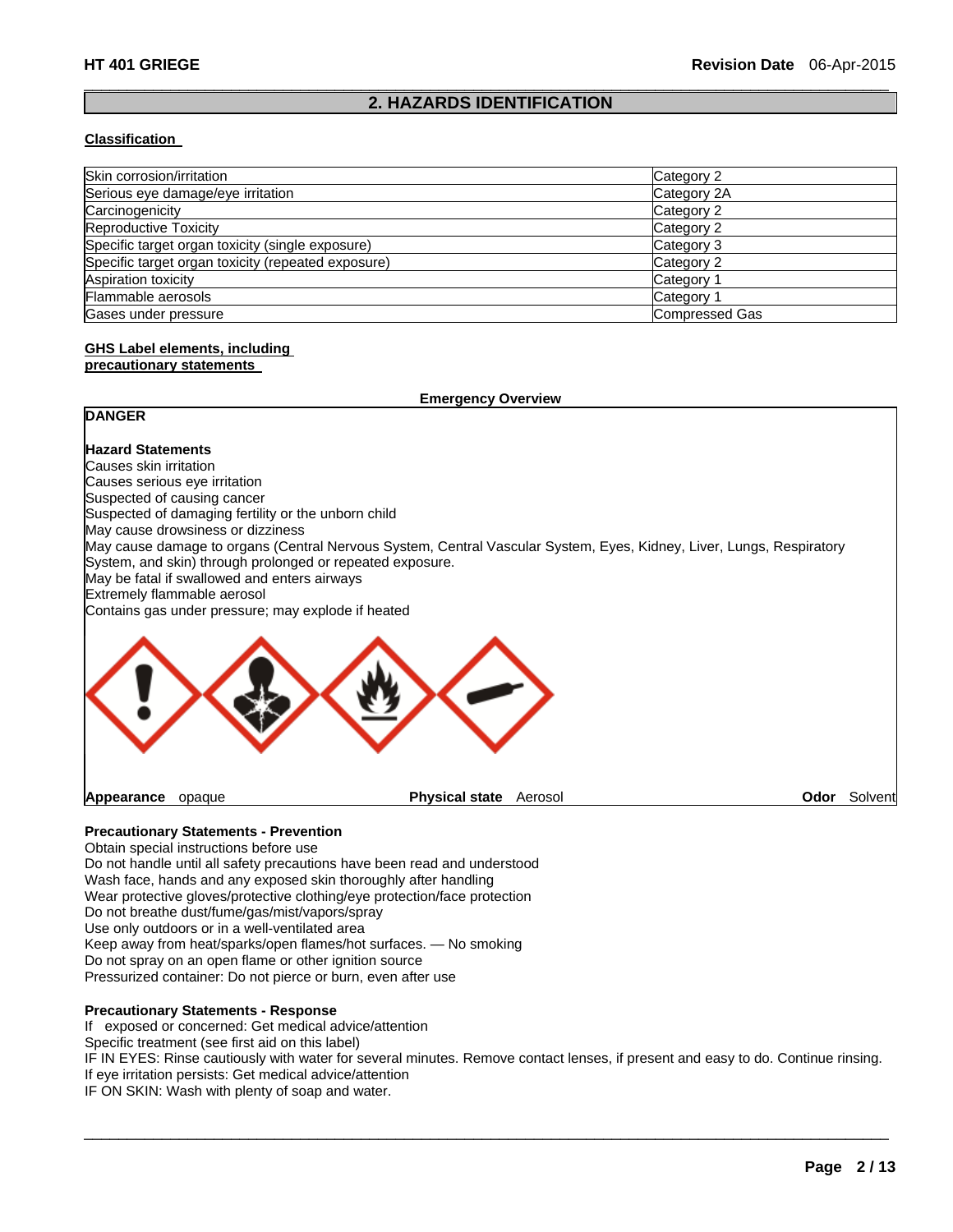## 2. HAZARDS IDENTIFICATION

**Classification**

| | |
|---|---|
| Skin corrosion/irritation | Category 2 |
| Serious eye damage/eye irritation | Category 2A |
| Carcinogenicity | Category 2 |
| Reproductive Toxicity | Category 2 |
| Specific target organ toxicity (single exposure) | Category 3 |
| Specific target organ toxicity (repeated exposure) | Category 2 |
| Aspiration toxicity | Category 1 |
| Flammable aerosols | Category 1 |
| Gases under pressure | Compressed Gas |

**GHS Label elements, including precautionary statements**

**Emergency Overview**

**DANGER**

**Hazard Statements**

Causes skin irritation
Causes serious eye irritation
Suspected of causing cancer
Suspected of damaging fertility or the unborn child
May cause drowsiness or dizziness
May cause damage to organs (Central Nervous System, Central Vascular System, Eyes, Kidney, Liver, Lungs, Respiratory System, and skin) through prolonged or repeated exposure.
May be fatal if swallowed and enters airways
Extremely flammable aerosol
Contains gas under pressure; may explode if heated

**Appearance** opaque **Physical state** Aerosol **Odor** Solvent

**Precautionary Statements - Prevention**

Obtain special instructions before use
Do not handle until all safety precautions have been read and understood
Wash face, hands and any exposed skin thoroughly after handling
Wear protective gloves/protective clothing/eye protection/face protection
Do not breathe dust/fume/gas/mist/vapors/spray
Use only outdoors or in a well-ventilated area
Keep away from heat/sparks/open flames/hot surfaces. — No smoking
Do not spray on an open flame or other ignition source
Pressurized container: Do not pierce or burn, even after use

**Precautionary Statements - Response**

If exposed or concerned: Get medical advice/attention
Specific treatment (see first aid on this label)
IF IN EYES: Rinse cautiously with water for several minutes. Remove contact lenses, if present and easy to do. Continue rinsing.
If eye irritation persists: Get medical advice/attention
IF ON SKIN: Wash with plenty of soap and water.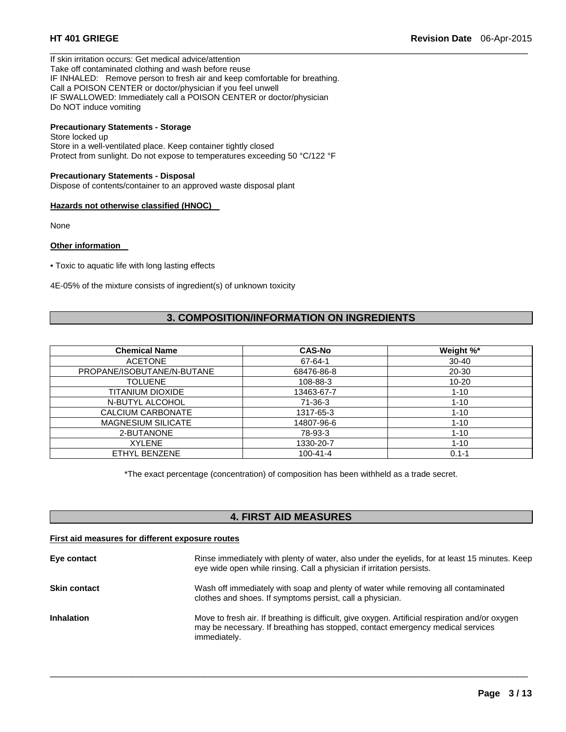If skin irritation occurs: Get medical advice/attention
Take off contaminated clothing and wash before reuse
IF INHALED: Remove person to fresh air and keep comfortable for breathing.
Call a POISON CENTER or doctor/physician if you feel unwell
IF SWALLOWED: Immediately call a POISON CENTER or doctor/physician
Do NOT induce vomiting

**Precautionary Statements - Storage**
Store locked up
Store in a well-ventilated place. Keep container tightly closed
Protect from sunlight. Do not expose to temperatures exceeding 50 °C/122 °F

**Precautionary Statements - Disposal**
Dispose of contents/container to an approved waste disposal plant

**Hazards not otherwise classified (HNOC)**

None

**Other information**

• Toxic to aquatic life with long lasting effects

4E-05% of the mixture consists of ingredient(s) of unknown toxicity

## 3. COMPOSITION/INFORMATION ON INGREDIENTS

| Chemical Name | CAS-No | Weight %* |
|---|---|---|
| ACETONE | 67-64-1 | 30-40 |
| PROPANE/ISOBUTANE/N-BUTANE | 68476-86-8 | 20-30 |
| TOLUENE | 108-88-3 | 10-20 |
| TITANIUM DIOXIDE | 13463-67-7 | 1-10 |
| N-BUTYL ALCOHOL | 71-36-3 | 1-10 |
| CALCIUM CARBONATE | 1317-65-3 | 1-10 |
| MAGNESIUM SILICATE | 14807-96-6 | 1-10 |
| 2-BUTANONE | 78-93-3 | 1-10 |
| XYLENE | 1330-20-7 | 1-10 |
| ETHYL BENZENE | 100-41-4 | 0.1-1 |

*The exact percentage (concentration) of composition has been withheld as a trade secret.

## 4. FIRST AID MEASURES

**First aid measures for different exposure routes**

**Eye contact** Rinse immediately with plenty of water, also under the eyelids, for at least 15 minutes. Keep eye wide open while rinsing. Call a physician if irritation persists.

**Skin contact** Wash off immediately with soap and plenty of water while removing all contaminated clothes and shoes. If symptoms persist, call a physician.

**Inhalation** Move to fresh air. If breathing is difficult, give oxygen. Artificial respiration and/or oxygen may be necessary. If breathing has stopped, contact emergency medical services immediately.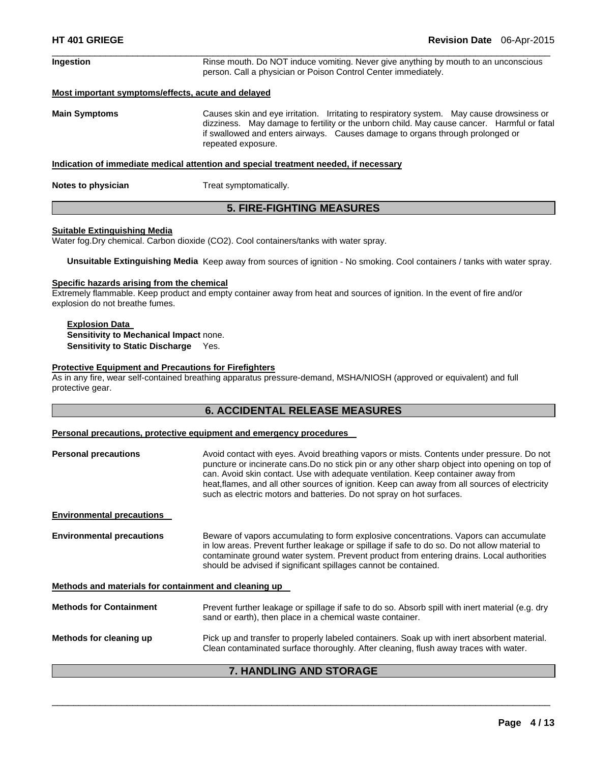**Ingestion** Rinse mouth. Do NOT induce vomiting. Never give anything by mouth to an unconscious person. Call a physician or Poison Control Center immediately.

**Most important symptoms/effects, acute and delayed**

**Main Symptoms** Causes skin and eye irritation. Irritating to respiratory system. May cause drowsiness or dizziness. May damage to fertility or the unborn child. May cause cancer. Harmful or fatal if swallowed and enters airways. Causes damage to organs through prolonged or repeated exposure.

**Indication of immediate medical attention and special treatment needed, if necessary**

**Notes to physician** Treat symptomatically.

## 5. FIRE-FIGHTING MEASURES

**Suitable Extinguishing Media**

Water fog.Dry chemical. Carbon dioxide ($CO_2$). Cool containers/tanks with water spray.

**Unsuitable Extinguishing Media** Keep away from sources of ignition - No smoking. Cool containers / tanks with water spray.

**Specific hazards arising from the chemical**

Extremely flammable. Keep product and empty container away from heat and sources of ignition. In the event of fire and/or explosion do not breathe fumes.

**Explosion Data**

**Sensitivity to Mechanical Impact** none.

**Sensitivity to Static Discharge** Yes.

**Protective Equipment and Precautions for Firefighters**

As in any fire, wear self-contained breathing apparatus pressure-demand, MSHA/NIOSH (approved or equivalent) and full protective gear.

## 6. ACCIDENTAL RELEASE MEASURES

**Personal precautions, protective equipment and emergency procedures**

**Personal precautions** Avoid contact with eyes. Avoid breathing vapors or mists. Contents under pressure. Do not puncture or incinerate cans.Do no stick pin or any other sharp object into opening on top of can. Avoid skin contact. Use with adequate ventilation. Keep container away from heat,flames, and all other sources of ignition. Keep can away from all sources of electricity such as electric motors and batteries. Do not spray on hot surfaces.

**Environmental precautions**

**Environmental precautions** Beware of vapors accumulating to form explosive concentrations. Vapors can accumulate in low areas. Prevent further leakage or spillage if safe to do so. Do not allow material to contaminate ground water system. Prevent product from entering drains. Local authorities should be advised if significant spillages cannot be contained.

**Methods and materials for containment and cleaning up**

**Methods for Containment** Prevent further leakage or spillage if safe to do so. Absorb spill with inert material (e.g. dry sand or earth), then place in a chemical waste container.

**Methods for cleaning up** Pick up and transfer to properly labeled containers. Soak up with inert absorbent material. Clean contaminated surface thoroughly. After cleaning, flush away traces with water.

## 7. HANDLING AND STORAGE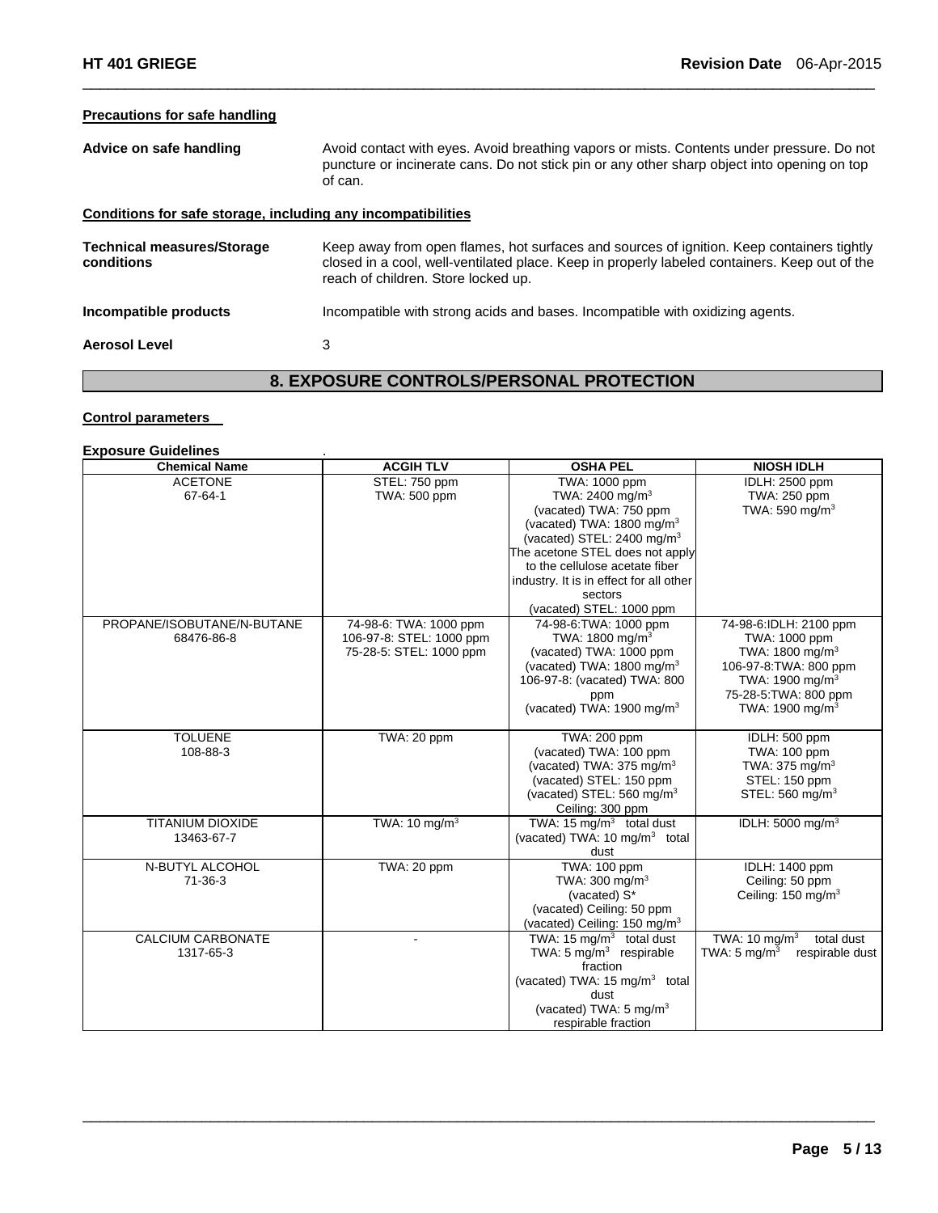**Precautions for safe handling**

**Advice on safe handling** Avoid contact with eyes. Avoid breathing vapors or mists. Contents under pressure. Do not puncture or incinerate cans. Do not stick pin or any other sharp object into opening on top of can.

**Conditions for safe storage, including any incompatibilities**

**Technical measures/Storage conditions** Keep away from open flames, hot surfaces and sources of ignition. Keep containers tightly closed in a cool, well-ventilated place. Keep in properly labeled containers. Keep out of the reach of children. Store locked up.

**Incompatible products** Incompatible with strong acids and bases. Incompatible with oxidizing agents.

**Aerosol Level** 3

## 8. EXPOSURE CONTROLS/PERSONAL PROTECTION

**Control parameters**

**Exposure Guidelines** .

| Chemical Name | ACGIH TLV | OSHA PEL | NIOSH IDLH |
|---|---|---|---|
| ACETONE<br>67-64-1 | STEL: 750 ppm<br>TWA: 500 ppm | TWA: 1000 ppm<br>TWA: 2400 mg/m$^3$<br>(vacated) TWA: 750 ppm<br>(vacated) TWA: 1800 mg/m$^3$<br>(vacated) STEL: 2400 mg/m$^3$<br>The acetone STEL does not apply to the cellulose acetate fiber industry. It is in effect for all other sectors<br>(vacated) STEL: 1000 ppm | IDLH: 2500 ppm<br>TWA: 250 ppm<br>TWA: 590 mg/m$^3$ |
| PROPANE/ISOBUTANE/N-BUTANE<br>68476-86-8 | 74-98-6: TWA: 1000 ppm<br>106-97-8: STEL: 1000 ppm<br>75-28-5: STEL: 1000 ppm | 74-98-6:TWA: 1000 ppm<br>TWA: 1800 mg/m$^3$<br>(vacated) TWA: 1000 ppm<br>(vacated) TWA: 1800 mg/m$^3$<br>106-97-8: (vacated) TWA: 800 ppm<br>(vacated) TWA: 1900 mg/m$^3$ | 74-98-6:IDLH: 2100 ppm<br>TWA: 1000 ppm<br>TWA: 1800 mg/m$^3$<br>106-97-8:TWA: 800 ppm<br>TWA: 1900 mg/m$^3$<br>75-28-5:TWA: 800 ppm<br>TWA: 1900 mg/m$^3$ |
| TOLUENE<br>108-88-3 | TWA: 20 ppm | TWA: 200 ppm<br>(vacated) TWA: 100 ppm<br>(vacated) TWA: 375 mg/m$^3$<br>(vacated) STEL: 150 ppm<br>(vacated) STEL: 560 mg/m$^3$<br>Ceiling: 300 ppm | IDLH: 500 ppm<br>TWA: 100 ppm<br>TWA: 375 mg/m$^3$<br>STEL: 150 ppm<br>STEL: 560 mg/m$^3$ |
| TITANIUM DIOXIDE<br>13463-67-7 | TWA: 10 mg/m$^3$ | TWA: 15 mg/m$^3$ total dust<br>(vacated) TWA: 10 mg/m$^3$ total dust | IDLH: 5000 mg/m$^3$ |
| N-BUTYL ALCOHOL<br>71-36-3 | TWA: 20 ppm | TWA: 100 ppm<br>TWA: 300 mg/m$^3$<br>(vacated) S*<br>(vacated) Ceiling: 50 ppm<br>(vacated) Ceiling: 150 mg/m$^3$ | IDLH: 1400 ppm<br>Ceiling: 50 ppm<br>Ceiling: 150 mg/m$^3$ |
| CALCIUM CARBONATE<br>1317-65-3 | - | TWA: 15 mg/m$^3$ total dust<br>TWA: 5 mg/m$^3$ respirable fraction<br>(vacated) TWA: 15 mg/m$^3$ total dust<br>(vacated) TWA: 5 mg/m$^3$ respirable fraction | TWA: 10 mg/m$^3$ total dust<br>TWA: 5 mg/m$^3$ respirable dust |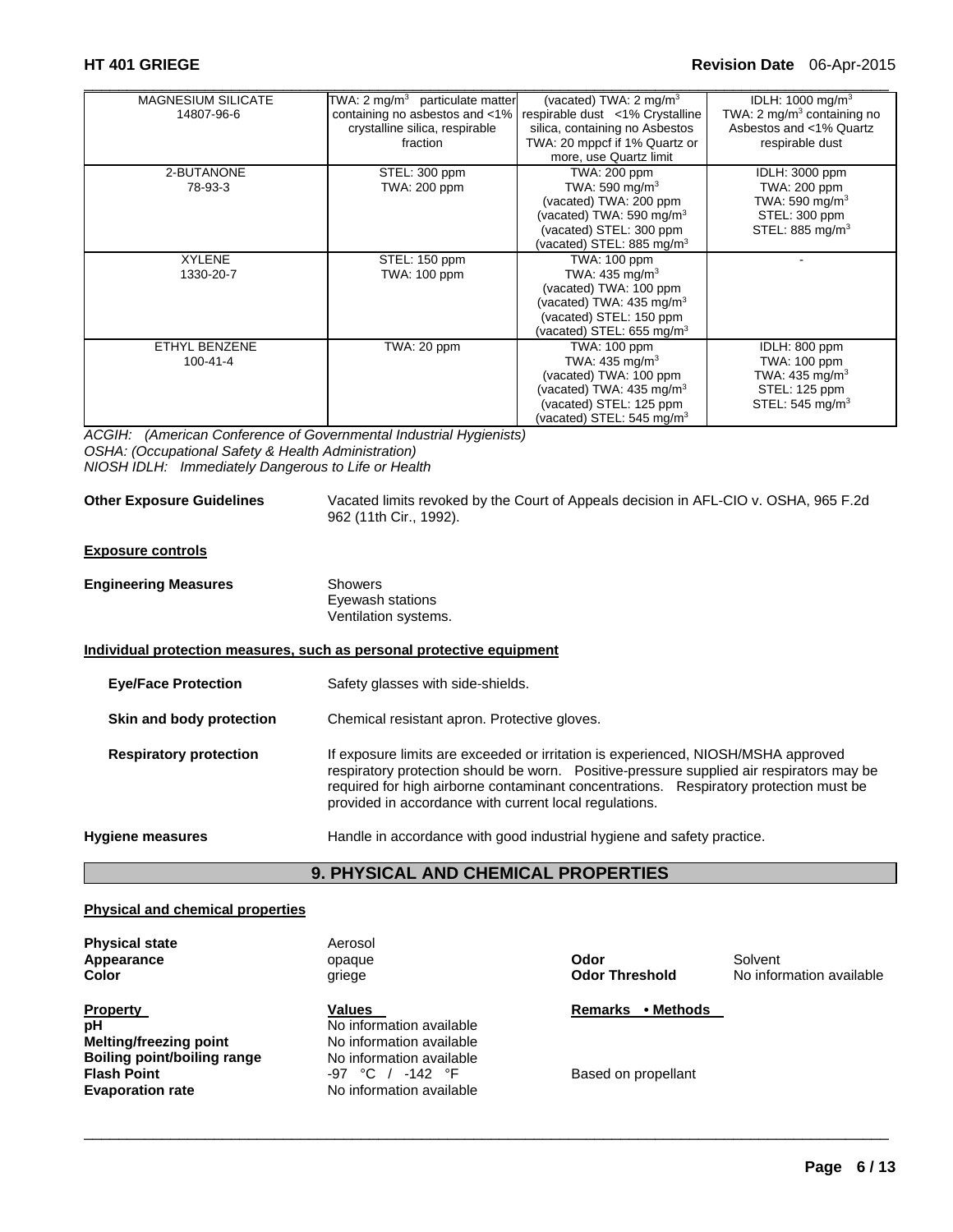| | | | |
|---|---|---|---|
| MAGNESIUM SILICATE 14807-96-6 | TWA: 2 mg/m³ particulate matter containing no asbestos and <1% crystalline silica, respirable fraction | (vacated) TWA: 2 mg/m³ respirable dust <1% Crystalline silica, containing no Asbestos TWA: 20 mppcf if 1% Quartz or more, use Quartz limit | IDLH: 1000 mg/m³ TWA: 2 mg/m³ containing no Asbestos and <1% Quartz respirable dust |
| 2-BUTANONE 78-93-3 | STEL: 300 ppm TWA: 200 ppm | TWA: 200 ppm TWA: 590 mg/m³ (vacated) TWA: 200 ppm (vacated) TWA: 590 mg/m³ (vacated) STEL: 300 ppm (vacated) STEL: 885 mg/m³ | IDLH: 3000 ppm TWA: 200 ppm TWA: 590 mg/m³ STEL: 300 ppm STEL: 885 mg/m³ |
| XYLENE 1330-20-7 | STEL: 150 ppm TWA: 100 ppm | TWA: 100 ppm TWA: 435 mg/m³ (vacated) TWA: 100 ppm (vacated) TWA: 435 mg/m³ (vacated) STEL: 150 ppm (vacated) STEL: 655 mg/m³ | - |
| ETHYL BENZENE 100-41-4 | TWA: 20 ppm | TWA: 100 ppm TWA: 435 mg/m³ (vacated) TWA: 100 ppm (vacated) TWA: 435 mg/m³ (vacated) STEL: 125 ppm (vacated) STEL: 545 mg/m³ | IDLH: 800 ppm TWA: 100 ppm TWA: 435 mg/m³ STEL: 125 ppm STEL: 545 mg/m³ |

*ACGIH: (American Conference of Governmental Industrial Hygienists)*
*OSHA: (Occupational Safety & Health Administration)*
*NIOSH IDLH: Immediately Dangerous to Life or Health*

**Other Exposure Guidelines** Vacated limits revoked by the Court of Appeals decision in AFL-CIO v. OSHA, 965 F.2d 962 (11th Cir., 1992).

**Exposure controls**

**Engineering Measures** Showers
Eyewash stations
Ventilation systems.

**Individual protection measures, such as personal protective equipment**

**Eye/Face Protection** Safety glasses with side-shields.

**Skin and body protection** Chemical resistant apron. Protective gloves.

**Respiratory protection** If exposure limits are exceeded or irritation is experienced, NIOSH/MSHA approved respiratory protection should be worn. Positive-pressure supplied air respirators may be required for high airborne contaminant concentrations. Respiratory protection must be provided in accordance with current local regulations.

**Hygiene measures** Handle in accordance with good industrial hygiene and safety practice.

## 9. PHYSICAL AND CHEMICAL PROPERTIES

**Physical and chemical properties**

**Physical state** Aerosol
**Appearance** opaque
**Color** griege
**Odor** Solvent
**Odor Threshold** No information available

| Property | Values | Remarks • Methods |
|---|---|---|
| pH | No information available | |
| Melting/freezing point | No information available | |
| Boiling point/boiling range | No information available | |
| Flash Point | -97 °C / -142 °F | Based on propellant |
| Evaporation rate | No information available | |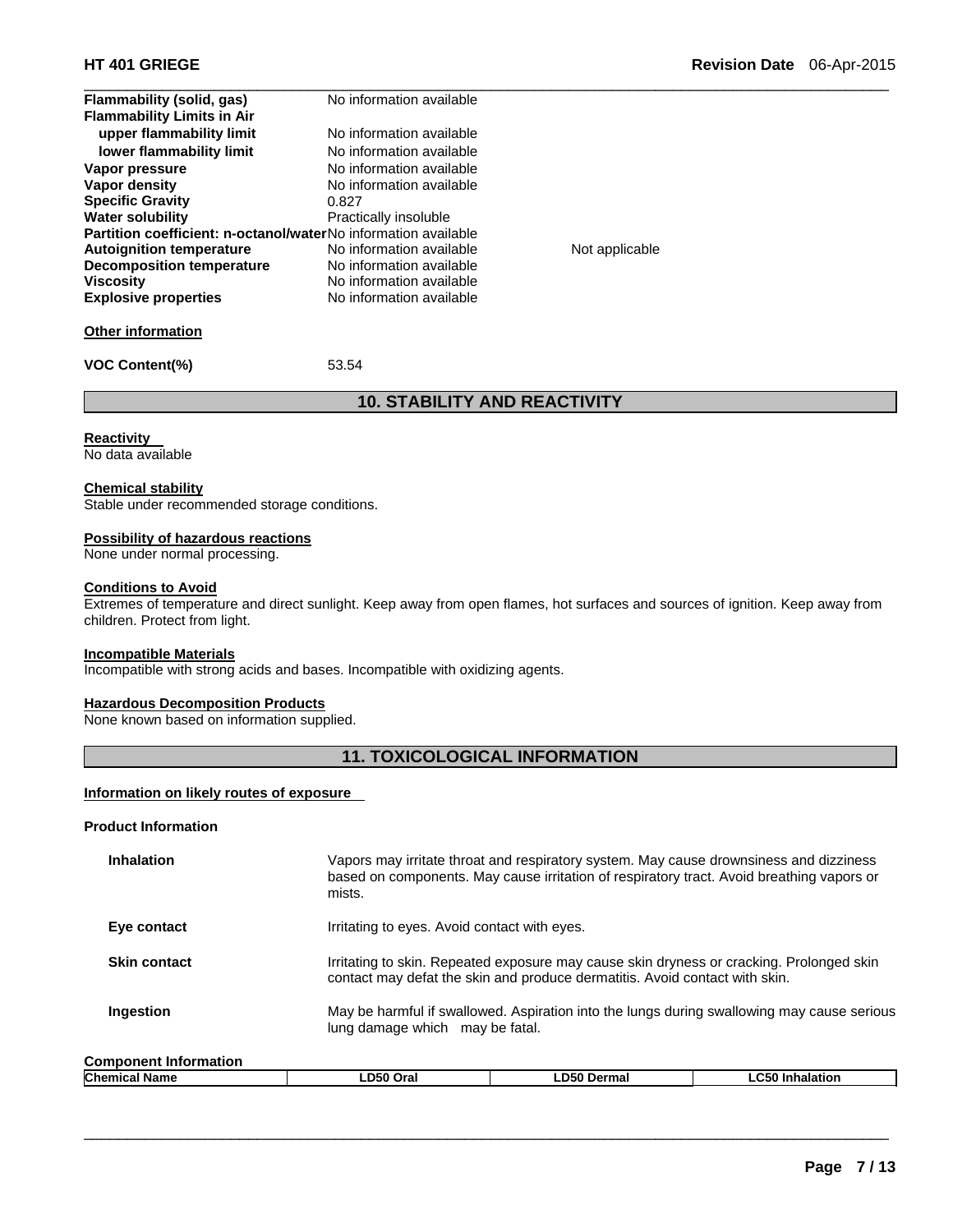| | | |
|---|---|---|
| **Flammability (solid, gas)** | No information available | |
| **Flammability Limits in Air** | | |
| **upper flammability limit** | No information available | |
| **lower flammability limit** | No information available | |
| **Vapor pressure** | No information available | |
| **Vapor density** | No information available | |
| **Specific Gravity** | 0.827 | |
| **Water solubility** | Practically insoluble | |
| **Partition coefficient: n-octanol/water** | No information available | |
| **Autoignition temperature** | No information available | Not applicable |
| **Decomposition temperature** | No information available | |
| **Viscosity** | No information available | |
| **Explosive properties** | No information available | |

**Other information**

**VOC Content(%)** 53.54

## 10. STABILITY AND REACTIVITY

**Reactivity**

No data available

**Chemical stability**

Stable under recommended storage conditions.

**Possibility of hazardous reactions**

None under normal processing.

**Conditions to Avoid**

Extremes of temperature and direct sunlight. Keep away from open flames, hot surfaces and sources of ignition. Keep away from children. Protect from light.

**Incompatible Materials**

Incompatible with strong acids and bases. Incompatible with oxidizing agents.

**Hazardous Decomposition Products**

None known based on information supplied.

## 11. TOXICOLOGICAL INFORMATION

**Information on likely routes of exposure**

**Product Information**

| | |
|---|---|
| **Inhalation** | Vapors may irritate throat and respiratory system. May cause drownsiness and dizziness based on components. May cause irritation of respiratory tract. Avoid breathing vapors or mists. |
| **Eye contact** | Irritating to eyes. Avoid contact with eyes. |
| **Skin contact** | Irritating to skin. Repeated exposure may cause skin dryness or cracking. Prolonged skin contact may defat the skin and produce dermatitis. Avoid contact with skin. |
| **Ingestion** | May be harmful if swallowed. Aspiration into the lungs during swallowing may cause serious lung damage which may be fatal. |

**Component Information**

| Chemical Name | LD50 Oral | LD50 Dermal | LC50 Inhalation |
|---|---|---|---|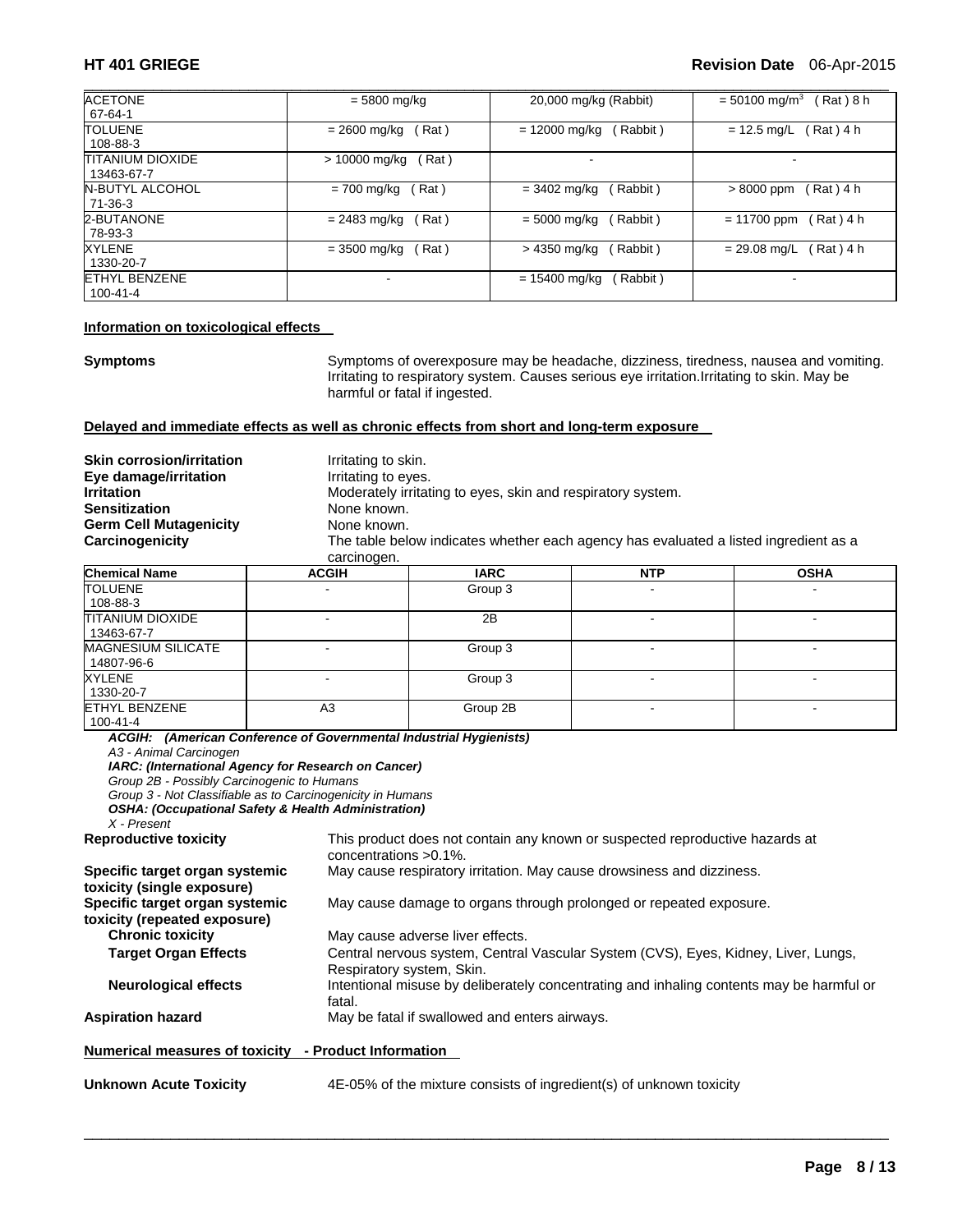| | | | |
|---|---|---|---|
| ACETONE<br>67-64-1 | = 5800 mg/kg | 20,000 mg/kg (Rabbit) | = 50100 mg/m$^3$ ( Rat ) 8 h |
| TOLUENE<br>108-88-3 | = 2600 mg/kg ( Rat ) | = 12000 mg/kg ( Rabbit ) | = 12.5 mg/L ( Rat ) 4 h |
| TITANIUM DIOXIDE<br>13463-67-7 | > 10000 mg/kg ( Rat ) | - | - |
| N-BUTYL ALCOHOL<br>71-36-3 | = 700 mg/kg ( Rat ) | = 3402 mg/kg ( Rabbit ) | > 8000 ppm ( Rat ) 4 h |
| 2-BUTANONE<br>78-93-3 | = 2483 mg/kg ( Rat ) | = 5000 mg/kg ( Rabbit ) | = 11700 ppm ( Rat ) 4 h |
| XYLENE<br>1330-20-7 | = 3500 mg/kg ( Rat ) | > 4350 mg/kg ( Rabbit ) | = 29.08 mg/L ( Rat ) 4 h |
| ETHYL BENZENE<br>100-41-4 | - | = 15400 mg/kg ( Rabbit ) | - |

**Information on toxicological effects**

**Symptoms** Symptoms of overexposure may be headache, dizziness, tiredness, nausea and vomiting. Irritating to respiratory system. Causes serious eye irritation.Irritating to skin. May be harmful or fatal if ingested.

**Delayed and immediate effects as well as chronic effects from short and long-term exposure**

**Skin corrosion/irritation** Irritating to skin.
**Eye damage/irritation** Irritating to eyes.
**Irritation** Moderately irritating to eyes, skin and respiratory system.
**Sensitization** None known.
**Germ Cell Mutagenicity** None known.
**Carcinogenicity** The table below indicates whether each agency has evaluated a listed ingredient as a carcinogen.

| Chemical Name | ACGIH | IARC | NTP | OSHA |
|---|---|---|---|---|
| TOLUENE<br>108-88-3 | - | Group 3 | - | - |
| TITANIUM DIOXIDE<br>13463-67-7 | - | 2B | - | - |
| MAGNESIUM SILICATE<br>14807-96-6 | - | Group 3 | - | - |
| XYLENE<br>1330-20-7 | - | Group 3 | - | - |
| ETHYL BENZENE<br>100-41-4 | A3 | Group 2B | - | - |

***ACGIH: (American Conference of Governmental Industrial Hygienists)***
*A3 - Animal Carcinogen*
***IARC: (International Agency for Research on Cancer)***
*Group 2B - Possibly Carcinogenic to Humans*
*Group 3 - Not Classifiable as to Carcinogenicity in Humans*
***OSHA: (Occupational Safety & Health Administration)***
*X - Present*

**Reproductive toxicity** This product does not contain any known or suspected reproductive hazards at concentrations >0.1%.
**Specific target organ systemic toxicity (single exposure)** May cause respiratory irritation. May cause drowsiness and dizziness.
**Specific target organ systemic toxicity (repeated exposure)** May cause damage to organs through prolonged or repeated exposure.
**Chronic toxicity** May cause adverse liver effects.
**Target Organ Effects** Central nervous system, Central Vascular System (CVS), Eyes, Kidney, Liver, Lungs, Respiratory system, Skin.
**Neurological effects** Intentional misuse by deliberately concentrating and inhaling contents may be harmful or fatal.
**Aspiration hazard** May be fatal if swallowed and enters airways.

**Numerical measures of toxicity - Product Information**

**Unknown Acute Toxicity** 4E-05% of the mixture consists of ingredient(s) of unknown toxicity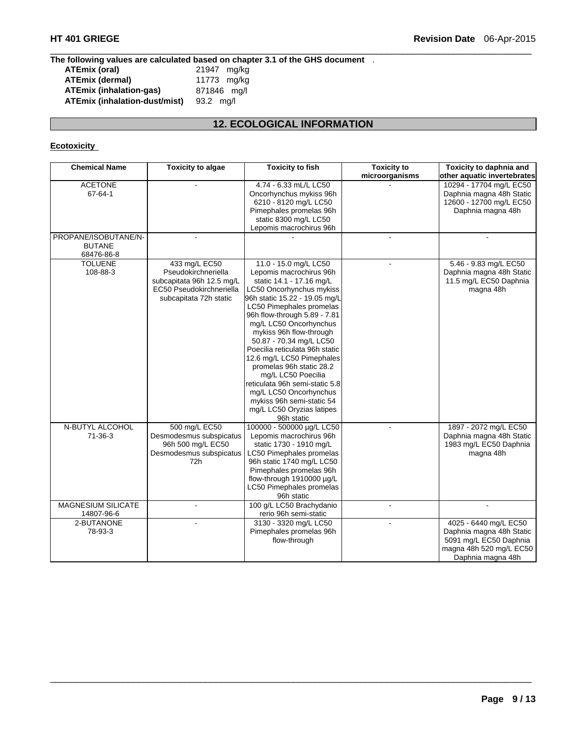**The following values are calculated based on chapter 3.1 of the GHS document** .

| | |
|---|---|
| **ATEmix (oral)** | 21947 mg/kg |
| **ATEmix (dermal)** | 11773 mg/kg |
| **ATEmix (inhalation-gas)** | 871846 mg/l |
| **ATEmix (inhalation-dust/mist)** | 93.2 mg/l |

## 12. ECOLOGICAL INFORMATION

### Ecotoxicity

| Chemical Name | Toxicity to algae | Toxicity to fish | Toxicity to microorganisms | Toxicity to daphnia and other aquatic invertebrates |
|---|---|---|---|---|
| ACETONE 67-64-1 | - | 4.74 - 6.33 mL/L LC50 Oncorhynchus mykiss 96h 6210 - 8120 mg/L LC50 Pimephales promelas 96h static 8300 mg/L LC50 Lepomis macrochirus 96h | - | 10294 - 17704 mg/L EC50 Daphnia magna 48h Static 12600 - 12700 mg/L EC50 Daphnia magna 48h |
| PROPANE/ISOBUTANE/N-BUTANE 68476-86-8 | - | - | - | - |
| TOLUENE 108-88-3 | 433 mg/L EC50 Pseudokirchneriella subcapitata 96h 12.5 mg/L EC50 Pseudokirchneriella subcapitata 72h static | 11.0 - 15.0 mg/L LC50 Lepomis macrochirus 96h static 14.1 - 17.16 mg/L LC50 Oncorhynchus mykiss 96h static 15.22 - 19.05 mg/L LC50 Pimephales promelas 96h flow-through 5.89 - 7.81 mg/L LC50 Oncorhynchus mykiss 96h flow-through 50.87 - 70.34 mg/L LC50 Poecilia reticulata 96h static 12.6 mg/L LC50 Pimephales promelas 96h static 28.2 mg/L LC50 Poecilia reticulata 96h semi-static 5.8 mg/L LC50 Oncorhynchus mykiss 96h semi-static 54 mg/L LC50 Oryzias latipes 96h static | - | 5.46 - 9.83 mg/L EC50 Daphnia magna 48h Static 11.5 mg/L EC50 Daphnia magna 48h |
| N-BUTYL ALCOHOL 71-36-3 | 500 mg/L EC50 Desmodesmus subspicatus 96h 500 mg/L EC50 Desmodesmus subspicatus 72h | 100000 - 500000 µg/L LC50 Lepomis macrochirus 96h static 1730 - 1910 mg/L LC50 Pimephales promelas 96h static 1740 mg/L LC50 Pimephales promelas 96h flow-through 1910000 µg/L LC50 Pimephales promelas 96h static | - | 1897 - 2072 mg/L EC50 Daphnia magna 48h Static 1983 mg/L EC50 Daphnia magna 48h |
| MAGNESIUM SILICATE 14807-96-6 | - | 100 g/L LC50 Brachydanio rerio 96h semi-static | - | - |
| 2-BUTANONE 78-93-3 | - | 3130 - 3320 mg/L LC50 Pimephales promelas 96h flow-through | - | 4025 - 6440 mg/L EC50 Daphnia magna 48h Static 5091 mg/L EC50 Daphnia magna 48h 520 mg/L EC50 Daphnia magna 48h |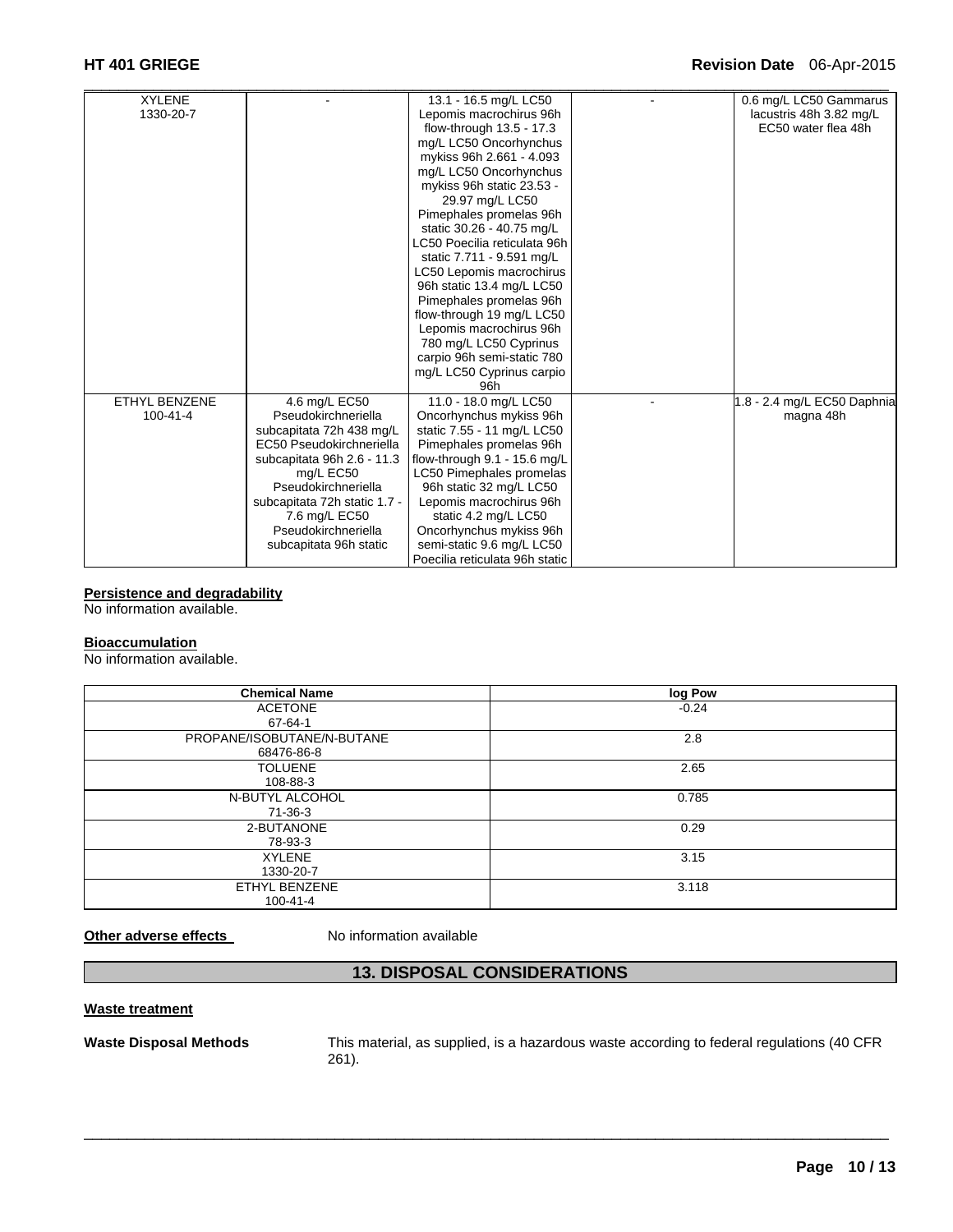| | | | | |
|---|---|---|---|---|
| XYLENE 1330-20-7 | - | 13.1 - 16.5 mg/L LC50 Lepomis macrochirus 96h flow-through 13.5 - 17.3 mg/L LC50 Oncorhynchus mykiss 96h 2.661 - 4.093 mg/L LC50 Oncorhynchus mykiss 96h static 23.53 - 29.97 mg/L LC50 Pimephales promelas 96h static 30.26 - 40.75 mg/L LC50 Poecilia reticulata 96h static 7.711 - 9.591 mg/L LC50 Lepomis macrochirus 96h static 13.4 mg/L LC50 Pimephales promelas 96h flow-through 19 mg/L LC50 Lepomis macrochirus 96h 780 mg/L LC50 Cyprinus carpio 96h semi-static 780 mg/L LC50 Cyprinus carpio 96h | - | 0.6 mg/L LC50 Gammarus lacustris 48h 3.82 mg/L EC50 water flea 48h |
| ETHYL BENZENE 100-41-4 | 4.6 mg/L EC50 Pseudokirchneriella subcapitata 72h 438 mg/L EC50 Pseudokirchneriella subcapitata 96h 2.6 - 11.3 mg/L EC50 Pseudokirchneriella subcapitata 72h static 1.7 - 7.6 mg/L EC50 Pseudokirchneriella subcapitata 96h static | 11.0 - 18.0 mg/L LC50 Oncorhynchus mykiss 96h static 7.55 - 11 mg/L LC50 Pimephales promelas 96h flow-through 9.1 - 15.6 mg/L LC50 Pimephales promelas 96h static 32 mg/L LC50 Lepomis macrochirus 96h static 4.2 mg/L LC50 Oncorhynchus mykiss 96h semi-static 9.6 mg/L LC50 Poecilia reticulata 96h static | - | 1.8 - 2.4 mg/L EC50 Daphnia magna 48h |

**Persistence and degradability**

No information available.

**Bioaccumulation**

No information available.

| Chemical Name | log Pow |
|---|---|
| ACETONE 67-64-1 | -0.24 |
| PROPANE/ISOBUTANE/N-BUTANE 68476-86-8 | 2.8 |
| TOLUENE 108-88-3 | 2.65 |
| N-BUTYL ALCOHOL 71-36-3 | 0.785 |
| 2-BUTANONE 78-93-3 | 0.29 |
| XYLENE 1330-20-7 | 3.15 |
| ETHYL BENZENE 100-41-4 | 3.118 |

**Other adverse effects** No information available

## 13. DISPOSAL CONSIDERATIONS

**Waste treatment**

**Waste Disposal Methods** This material, as supplied, is a hazardous waste according to federal regulations (40 CFR 261).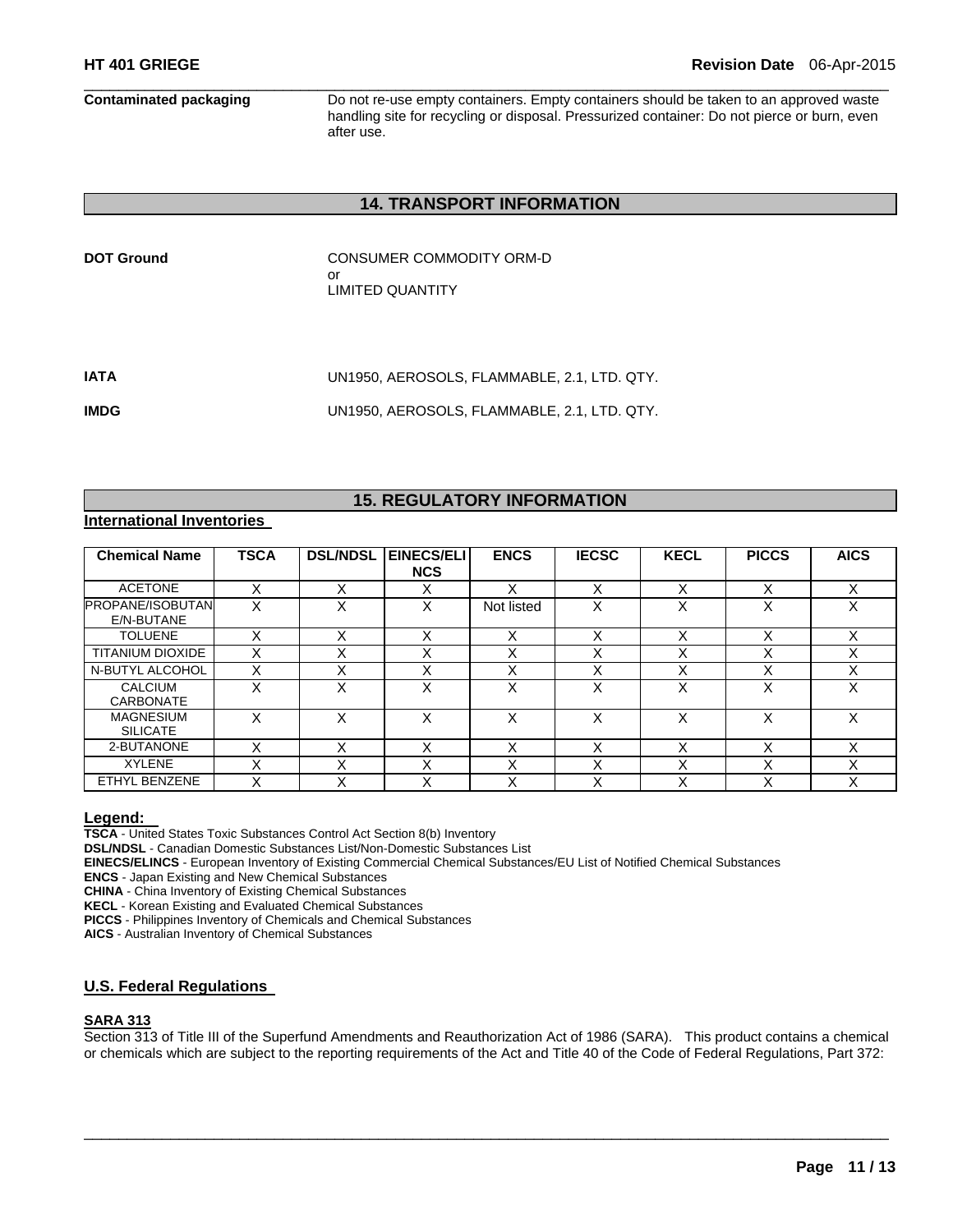**Contaminated packaging** Do not re-use empty containers. Empty containers should be taken to an approved waste handling site for recycling or disposal. Pressurized container: Do not pierce or burn, even after use.

## 14. TRANSPORT INFORMATION

**DOT Ground** CONSUMER COMMODITY ORM-D
or
LIMITED QUANTITY

**IATA** UN1950, AEROSOLS, FLAMMABLE, 2.1, LTD. QTY.

**IMDG** UN1950, AEROSOLS, FLAMMABLE, 2.1, LTD. QTY.

## 15. REGULATORY INFORMATION

### International Inventories

| Chemical Name | TSCA | DSL/NDSL | EINECS/ELINCS | ENCS | IECSC | KECL | PICCS | AICS |
|---|---|---|---|---|---|---|---|---|
| ACETONE | X | X | X | X | X | X | X | X |
| PROPANE/ISOBUTANE/N-BUTANE | X | X | X | Not listed | X | X | X | X |
| TOLUENE | X | X | X | X | X | X | X | X |
| TITANIUM DIOXIDE | X | X | X | X | X | X | X | X |
| N-BUTYL ALCOHOL | X | X | X | X | X | X | X | X |
| CALCIUM CARBONATE | X | X | X | X | X | X | X | X |
| MAGNESIUM SILICATE | X | X | X | X | X | X | X | X |
| 2-BUTANONE | X | X | X | X | X | X | X | X |
| XYLENE | X | X | X | X | X | X | X | X |
| ETHYL BENZENE | X | X | X | X | X | X | X | X |

**Legend:**

**TSCA** - United States Toxic Substances Control Act Section 8(b) Inventory
**DSL/NDSL** - Canadian Domestic Substances List/Non-Domestic Substances List
**EINECS/ELINCS** - European Inventory of Existing Commercial Chemical Substances/EU List of Notified Chemical Substances
**ENCS** - Japan Existing and New Chemical Substances
**CHINA** - China Inventory of Existing Chemical Substances
**KECL** - Korean Existing and Evaluated Chemical Substances
**PICCS** - Philippines Inventory of Chemicals and Chemical Substances
**AICS** - Australian Inventory of Chemical Substances

### U.S. Federal Regulations

**SARA 313**

Section 313 of Title III of the Superfund Amendments and Reauthorization Act of 1986 (SARA). This product contains a chemical or chemicals which are subject to the reporting requirements of the Act and Title 40 of the Code of Federal Regulations, Part 372: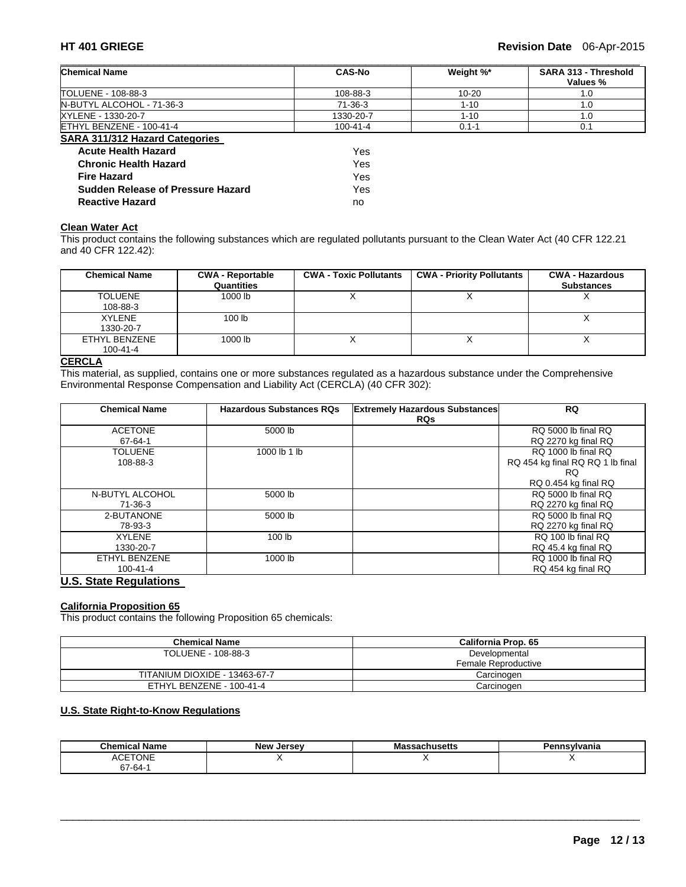| Chemical Name | CAS-No | Weight %* | SARA 313 - Threshold Values % |
|---|---|---|---|
| TOLUENE - 108-88-3 | 108-88-3 | 10-20 | 1.0 |
| N-BUTYL ALCOHOL - 71-36-3 | 71-36-3 | 1-10 | 1.0 |
| XYLENE - 1330-20-7 | 1330-20-7 | 1-10 | 1.0 |
| ETHYL BENZENE - 100-41-4 | 100-41-4 | 0.1-1 | 0.1 |

**SARA 311/312 Hazard Categories**

| | |
|---|---|
| **Acute Health Hazard** | Yes |
| **Chronic Health Hazard** | Yes |
| **Fire Hazard** | Yes |
| **Sudden Release of Pressure Hazard** | Yes |
| **Reactive Hazard** | no |

**Clean Water Act**

This product contains the following substances which are regulated pollutants pursuant to the Clean Water Act (40 CFR 122.21 and 40 CFR 122.42):

| Chemical Name | CWA - Reportable Quantities | CWA - Toxic Pollutants | CWA - Priority Pollutants | CWA - Hazardous Substances |
|---|---|---|---|---|
| TOLUENE 108-88-3 | 1000 lb | X | X | X |
| XYLENE 1330-20-7 | 100 lb | | | X |
| ETHYL BENZENE 100-41-4 | 1000 lb | X | X | X |

**CERCLA**

This material, as supplied, contains one or more substances regulated as a hazardous substance under the Comprehensive Environmental Response Compensation and Liability Act (CERCLA) (40 CFR 302):

| Chemical Name | Hazardous Substances RQs | Extremely Hazardous Substances RQs | RQ |
|---|---|---|---|
| ACETONE 67-64-1 | 5000 lb | | RQ 5000 lb final RQ RQ 2270 kg final RQ |
| TOLUENE 108-88-3 | 1000 lb 1 lb | | RQ 1000 lb final RQ RQ 454 kg final RQ RQ 1 lb final RQ RQ 0.454 kg final RQ |
| N-BUTYL ALCOHOL 71-36-3 | 5000 lb | | RQ 5000 lb final RQ RQ 2270 kg final RQ |
| 2-BUTANONE 78-93-3 | 5000 lb | | RQ 5000 lb final RQ RQ 2270 kg final RQ |
| XYLENE 1330-20-7 | 100 lb | | RQ 100 lb final RQ RQ 45.4 kg final RQ |
| ETHYL BENZENE 100-41-4 | 1000 lb | | RQ 1000 lb final RQ RQ 454 kg final RQ |

## U.S. State Regulations

**California Proposition 65**

This product contains the following Proposition 65 chemicals:

| Chemical Name | California Prop. 65 |
|---|---|
| TOLUENE - 108-88-3 | Developmental Female Reproductive |
| TITANIUM DIOXIDE - 13463-67-7 | Carcinogen |
| ETHYL BENZENE - 100-41-4 | Carcinogen |

**U.S. State Right-to-Know Regulations**

| Chemical Name | New Jersey | Massachusetts | Pennsylvania |
|---|---|---|---|
| ACETONE 67-64-1 | X | X | X |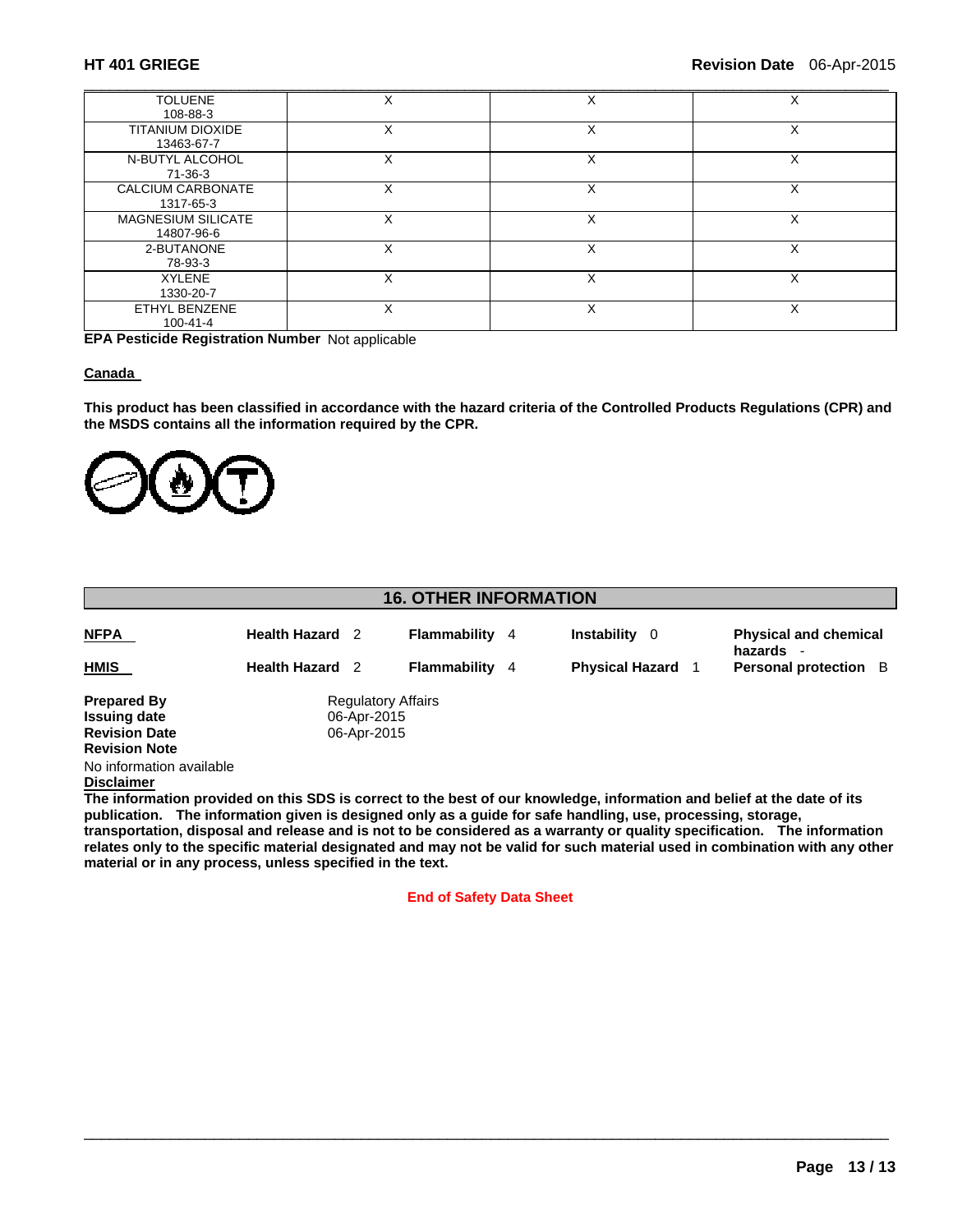| | | | |
|---|---|---|---|
| TOLUENE 108-88-3 | X | X | X |
| TITANIUM DIOXIDE 13463-67-7 | X | X | X |
| N-BUTYL ALCOHOL 71-36-3 | X | X | X |
| CALCIUM CARBONATE 1317-65-3 | X | X | X |
| MAGNESIUM SILICATE 14807-96-6 | X | X | X |
| 2-BUTANONE 78-93-3 | X | X | X |
| XYLENE 1330-20-7 | X | X | X |
| ETHYL BENZENE 100-41-4 | X | X | X |

**EPA Pesticide Registration Number** Not applicable

**Canada**

**This product has been classified in accordance with the hazard criteria of the Controlled Products Regulations (CPR) and the MSDS contains all the information required by the CPR.**

## 16. OTHER INFORMATION

| | | | | |
|---|---|---|---|---|
| **NFPA** | **Health Hazard** 2 | **Flammability** 4 | **Instability** 0 | **Physical and chemical hazards** - |
| **HMIS** | **Health Hazard** 2 | **Flammability** 4 | **Physical Hazard** 1 | **Personal protection** B |

**Prepared By** Regulatory Affairs
**Issuing date** 06-Apr-2015
**Revision Date** 06-Apr-2015
**Revision Note**

No information available

**Disclaimer**

**The information provided on this SDS is correct to the best of our knowledge, information and belief at the date of its publication. The information given is designed only as a guide for safe handling, use, processing, storage, transportation, disposal and release and is not to be considered as a warranty or quality specification. The information relates only to the specific material designated and may not be valid for such material used in combination with any other material or in any process, unless specified in the text.**

**End of Safety Data Sheet**